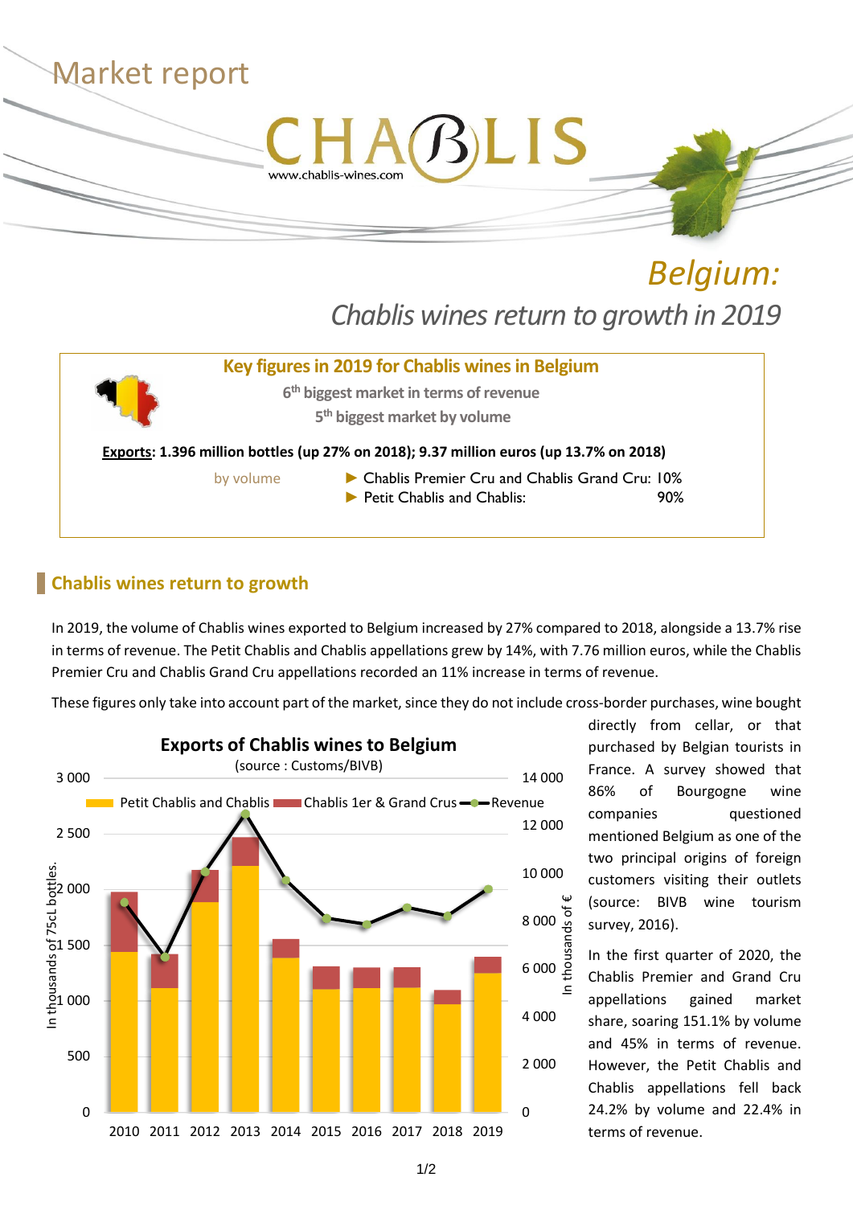Market report

# Belgium:

## *Chablis wines return to growth in 2019*

**Key figures in 2019 for Chablis wines in Belgium**

**6th biggest market in terms of revenue**

**5th biggest market by volume**

**Exports: 1.396 million bottles (up 27% on 2018); 9.37 million euros (up 13.7% on 2018)**

by volume

- Chablis Premier Cru and Chablis Grand Cru: 10%
- Petit Chablis and Chablis: 90%

## Chablis wines return to growth

In 2019, the volume of Chablis wines exported to Belgium increased by 27% compared to 2018, alongside a 13.7% rise in terms of revenue. The Petit Chablis and Chablis appellations grew by 14%, with 7.76 million euros, while the Chablis Premier Cru and Chablis Grand Cru appellations recorded an 11% increase in terms of revenue.

These figures only take into account part of the market, since they do not include cross-border purchases, wine bought directly from cellar, or that purchased by Belgian tourists in France. A survey showed that 86% of Bourgogne wine companies questioned mentioned Belgium as one of the two principal origins of foreign customers visiting their outlets (source: BIVB wine tourism survey, 2016).

**Exports of Chablis wines to Belgium**

(source : Customs/BIVB)

In the first quarter of 2020, the Chablis Premier and Grand Cru appellations gained market share, soaring 151.1% by volume and 45% in terms of revenue. However, the Petit Chablis and Chablis appellations fell back 24.2% by volume and 22.4% in terms of revenue.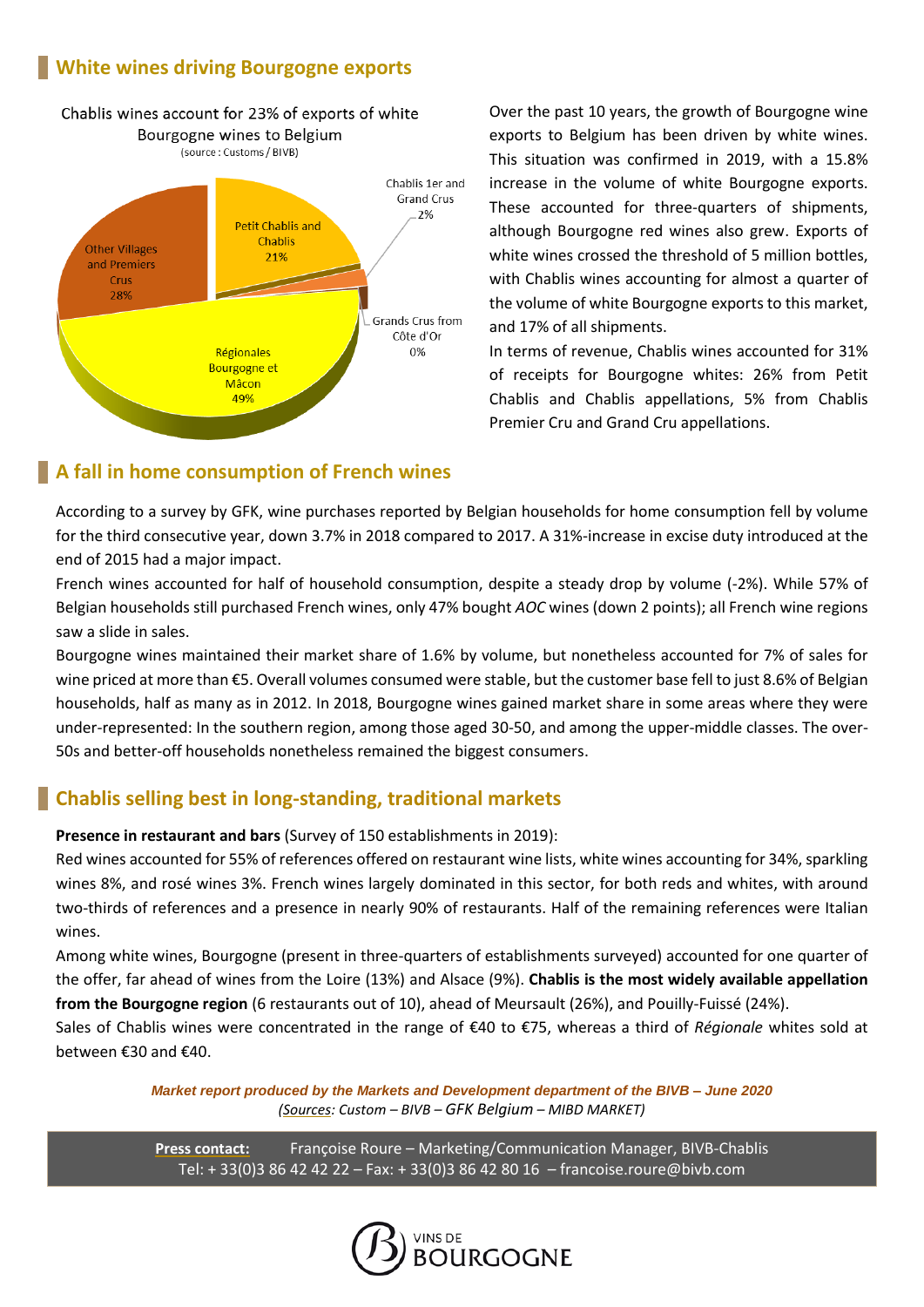## White wines driving Bourgogne exports

Chablis wines account for 23% of exports of white Bourgogne wines to Belgium
(source : Customs / BIVB)

Chablis 1er and Grand Crus
2%

Petit Chablis and Chablis
21%

Other Villages and Premiers Crus
28%

Grands Crus from Côte d'Or
0%

Régionales Bourgogne et Mâcon
49%

Over the past 10 years, the growth of Bourgogne wine exports to Belgium has been driven by white wines. This situation was confirmed in 2019, with a 15.8% increase in the volume of white Bourgogne exports. These accounted for three-quarters of shipments, although Bourgogne red wines also grew. Exports of white wines crossed the threshold of 5 million bottles, with Chablis wines accounting for almost a quarter of the volume of white Bourgogne exports to this market, and 17% of all shipments.

In terms of revenue, Chablis wines accounted for 31% of receipts for Bourgogne whites: 26% from Petit Chablis and Chablis appellations, 5% from Chablis Premier Cru and Grand Cru appellations.

## A fall in home consumption of French wines

According to a survey by GFK, wine purchases reported by Belgian households for home consumption fell by volume for the third consecutive year, down 3.7% in 2018 compared to 2017. A 31%-increase in excise duty introduced at the end of 2015 had a major impact.

French wines accounted for half of household consumption, despite a steady drop by volume (-2%). While 57% of Belgian households still purchased French wines, only 47% bought *AOC* wines (down 2 points); all French wine regions saw a slide in sales.

Bourgogne wines maintained their market share of 1.6% by volume, but nonetheless accounted for 7% of sales for wine priced at more than €5. Overall volumes consumed were stable, but the customer base fell to just 8.6% of Belgian households, half as many as in 2012. In 2018, Bourgogne wines gained market share in some areas where they were under-represented: In the southern region, among those aged 30-50, and among the upper-middle classes. The over-50s and better-off households nonetheless remained the biggest consumers.

## Chablis selling best in long-standing, traditional markets

**Presence in restaurant and bars** (Survey of 150 establishments in 2019):

Red wines accounted for 55% of references offered on restaurant wine lists, white wines accounting for 34%, sparkling wines 8%, and rosé wines 3%. French wines largely dominated in this sector, for both reds and whites, with around two-thirds of references and a presence in nearly 90% of restaurants. Half of the remaining references were Italian wines.

Among white wines, Bourgogne (present in three-quarters of establishments surveyed) accounted for one quarter of the offer, far ahead of wines from the Loire (13%) and Alsace (9%). **Chablis is the most widely available appellation from the Bourgogne region** (6 restaurants out of 10), ahead of Meursault (26%), and Pouilly-Fuissé (24%).

Sales of Chablis wines were concentrated in the range of €40 to €75, whereas a third of *Régionale* whites sold at between €30 and €40.

***Market report produced by the Markets and Development department of the BIVB – June 2020***

*(Sources: Custom – BIVB – GFK Belgium – MIBD MARKET)*

**Press contact:** Françoise Roure – Marketing/Communication Manager, BIVB-Chablis
Tel: + 33(0)3 86 42 42 22 – Fax: + 33(0)3 86 42 80 16 – francoise.roure@bivb.com

VINS DE BOURGOGNE